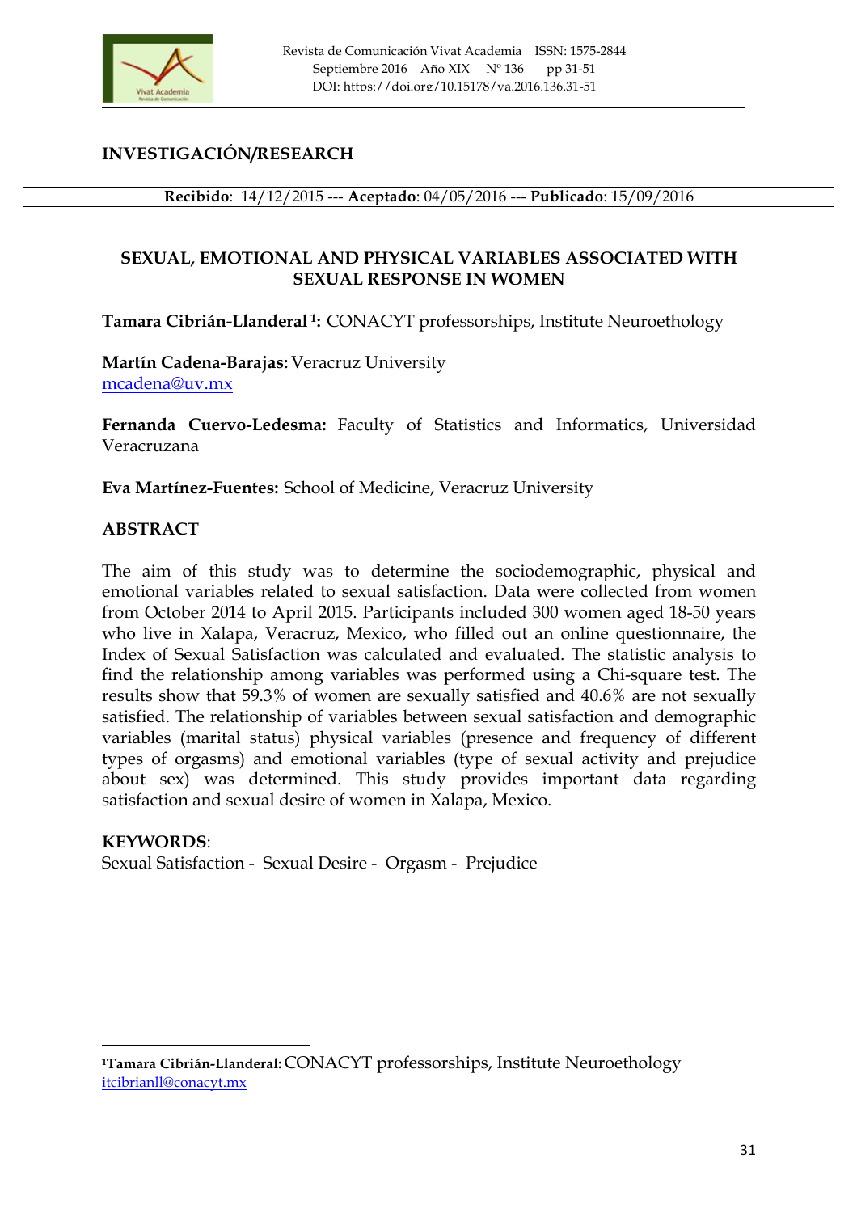**INVESTIGACIÓN/RESEARCH**

**Recibido**: 14/12/2015 --- **Aceptado**: 04/05/2016 --- **Publicado**: 15/09/2016

# SEXUAL, EMOTIONAL AND PHYSICAL VARIABLES ASSOCIATED WITH SEXUAL RESPONSE IN WOMEN

**Tamara Cibrián-Llanderal [1]:** CONACYT professorships, Institute Neuroethology

**Martín Cadena-Barajas:** Veracruz University
mcadena@uv.mx

**Fernanda Cuervo-Ledesma:** Faculty of Statistics and Informatics, Universidad Veracruzana

**Eva Martínez-Fuentes:** School of Medicine, Veracruz University

## ABSTRACT

The aim of this study was to determine the sociodemographic, physical and emotional variables related to sexual satisfaction. Data were collected from women from October 2014 to April 2015. Participants included 300 women aged 18-50 years who live in Xalapa, Veracruz, Mexico, who filled out an online questionnaire, the Index of Sexual Satisfaction was calculated and evaluated. The statistic analysis to find the relationship among variables was performed using a Chi-square test. The results show that 59.3% of women are sexually satisfied and 40.6% are not sexually satisfied. The relationship of variables between sexual satisfaction and demographic variables (marital status) physical variables (presence and frequency of different types of orgasms) and emotional variables (type of sexual activity and prejudice about sex) was determined. This study provides important data regarding satisfaction and sexual desire of women in Xalapa, Mexico.

## KEYWORDS:

Sexual Satisfaction - Sexual Desire - Orgasm - Prejudice

---

[1] **Tamara Cibrián-Llanderal:** CONACYT professorships, Institute Neuroethology
itcibrianll@conacyt.mx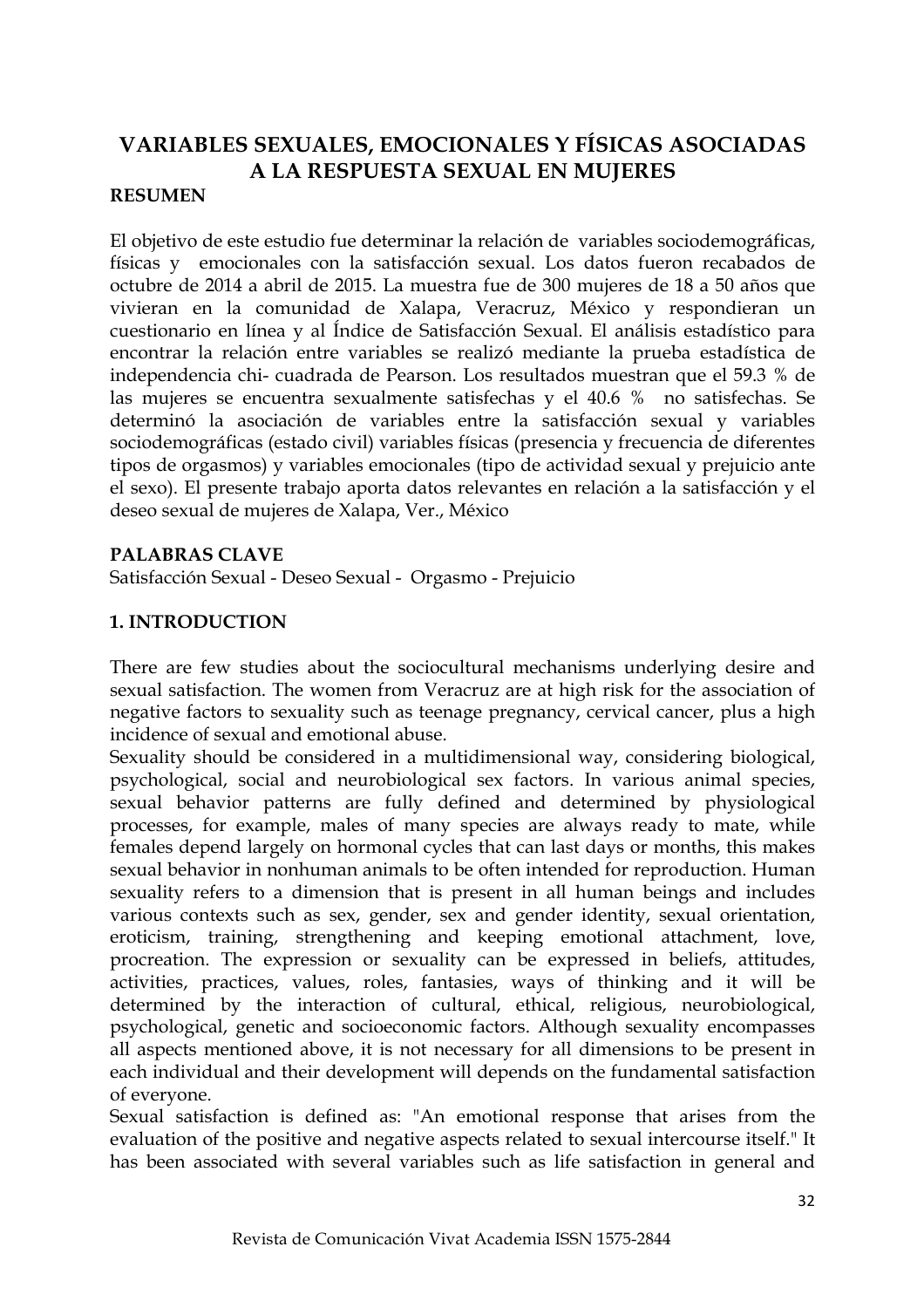# VARIABLES SEXUALES, EMOCIONALES Y FÍSICAS ASOCIADAS A LA RESPUESTA SEXUAL EN MUJERES

**RESUMEN**

El objetivo de este estudio fue determinar la relación de variables sociodemográficas, físicas y emocionales con la satisfacción sexual. Los datos fueron recabados de octubre de 2014 a abril de 2015. La muestra fue de 300 mujeres de 18 a 50 años que vivieran en la comunidad de Xalapa, Veracruz, México y respondieran un cuestionario en línea y al Índice de Satisfacción Sexual. El análisis estadístico para encontrar la relación entre variables se realizó mediante la prueba estadística de independencia chi- cuadrada de Pearson. Los resultados muestran que el 59.3 % de las mujeres se encuentra sexualmente satisfechas y el 40.6 % no satisfechas. Se determinó la asociación de variables entre la satisfacción sexual y variables sociodemográficas (estado civil) variables físicas (presencia y frecuencia de diferentes tipos de orgasmos) y variables emocionales (tipo de actividad sexual y prejuicio ante el sexo). El presente trabajo aporta datos relevantes en relación a la satisfacción y el deseo sexual de mujeres de Xalapa, Ver., México

**PALABRAS CLAVE**

Satisfacción Sexual - Deseo Sexual - Orgasmo - Prejuicio

## 1. INTRODUCTION

There are few studies about the sociocultural mechanisms underlying desire and sexual satisfaction. The women from Veracruz are at high risk for the association of negative factors to sexuality such as teenage pregnancy, cervical cancer, plus a high incidence of sexual and emotional abuse.

Sexuality should be considered in a multidimensional way, considering biological, psychological, social and neurobiological sex factors. In various animal species, sexual behavior patterns are fully defined and determined by physiological processes, for example, males of many species are always ready to mate, while females depend largely on hormonal cycles that can last days or months, this makes sexual behavior in nonhuman animals to be often intended for reproduction. Human sexuality refers to a dimension that is present in all human beings and includes various contexts such as sex, gender, sex and gender identity, sexual orientation, eroticism, training, strengthening and keeping emotional attachment, love, procreation. The expression or sexuality can be expressed in beliefs, attitudes, activities, practices, values, roles, fantasies, ways of thinking and it will be determined by the interaction of cultural, ethical, religious, neurobiological, psychological, genetic and socioeconomic factors. Although sexuality encompasses all aspects mentioned above, it is not necessary for all dimensions to be present in each individual and their development will depends on the fundamental satisfaction of everyone.

Sexual satisfaction is defined as: "An emotional response that arises from the evaluation of the positive and negative aspects related to sexual intercourse itself." It has been associated with several variables such as life satisfaction in general and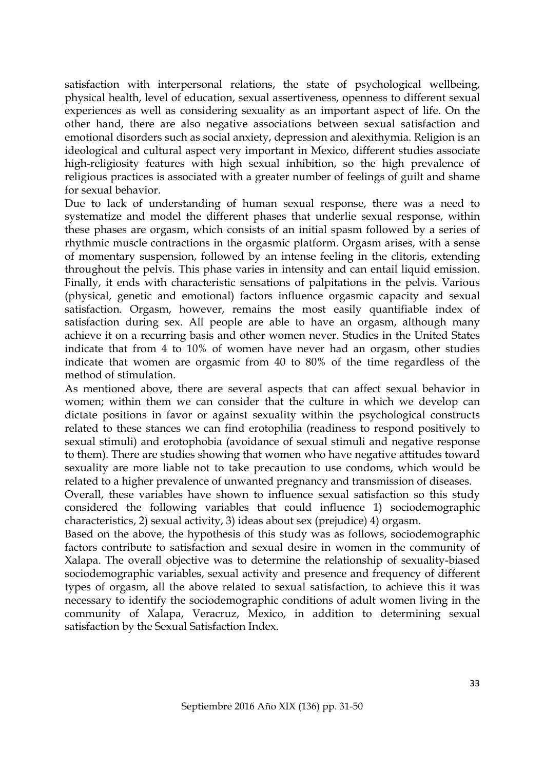satisfaction with interpersonal relations, the state of psychological wellbeing, physical health, level of education, sexual assertiveness, openness to different sexual experiences as well as considering sexuality as an important aspect of life. On the other hand, there are also negative associations between sexual satisfaction and emotional disorders such as social anxiety, depression and alexithymia. Religion is an ideological and cultural aspect very important in Mexico, different studies associate high-religiosity features with high sexual inhibition, so the high prevalence of religious practices is associated with a greater number of feelings of guilt and shame for sexual behavior.

Due to lack of understanding of human sexual response, there was a need to systematize and model the different phases that underlie sexual response, within these phases are orgasm, which consists of an initial spasm followed by a series of rhythmic muscle contractions in the orgasmic platform. Orgasm arises, with a sense of momentary suspension, followed by an intense feeling in the clitoris, extending throughout the pelvis. This phase varies in intensity and can entail liquid emission. Finally, it ends with characteristic sensations of palpitations in the pelvis. Various (physical, genetic and emotional) factors influence orgasmic capacity and sexual satisfaction. Orgasm, however, remains the most easily quantifiable index of satisfaction during sex. All people are able to have an orgasm, although many achieve it on a recurring basis and other women never. Studies in the United States indicate that from 4 to 10% of women have never had an orgasm, other studies indicate that women are orgasmic from 40 to 80% of the time regardless of the method of stimulation.

As mentioned above, there are several aspects that can affect sexual behavior in women; within them we can consider that the culture in which we develop can dictate positions in favor or against sexuality within the psychological constructs related to these stances we can find erotophilia (readiness to respond positively to sexual stimuli) and erotophobia (avoidance of sexual stimuli and negative response to them). There are studies showing that women who have negative attitudes toward sexuality are more liable not to take precaution to use condoms, which would be related to a higher prevalence of unwanted pregnancy and transmission of diseases.

Overall, these variables have shown to influence sexual satisfaction so this study considered the following variables that could influence 1) sociodemographic characteristics, 2) sexual activity, 3) ideas about sex (prejudice) 4) orgasm.

Based on the above, the hypothesis of this study was as follows, sociodemographic factors contribute to satisfaction and sexual desire in women in the community of Xalapa. The overall objective was to determine the relationship of sexuality-biased sociodemographic variables, sexual activity and presence and frequency of different types of orgasm, all the above related to sexual satisfaction, to achieve this it was necessary to identify the sociodemographic conditions of adult women living in the community of Xalapa, Veracruz, Mexico, in addition to determining sexual satisfaction by the Sexual Satisfaction Index.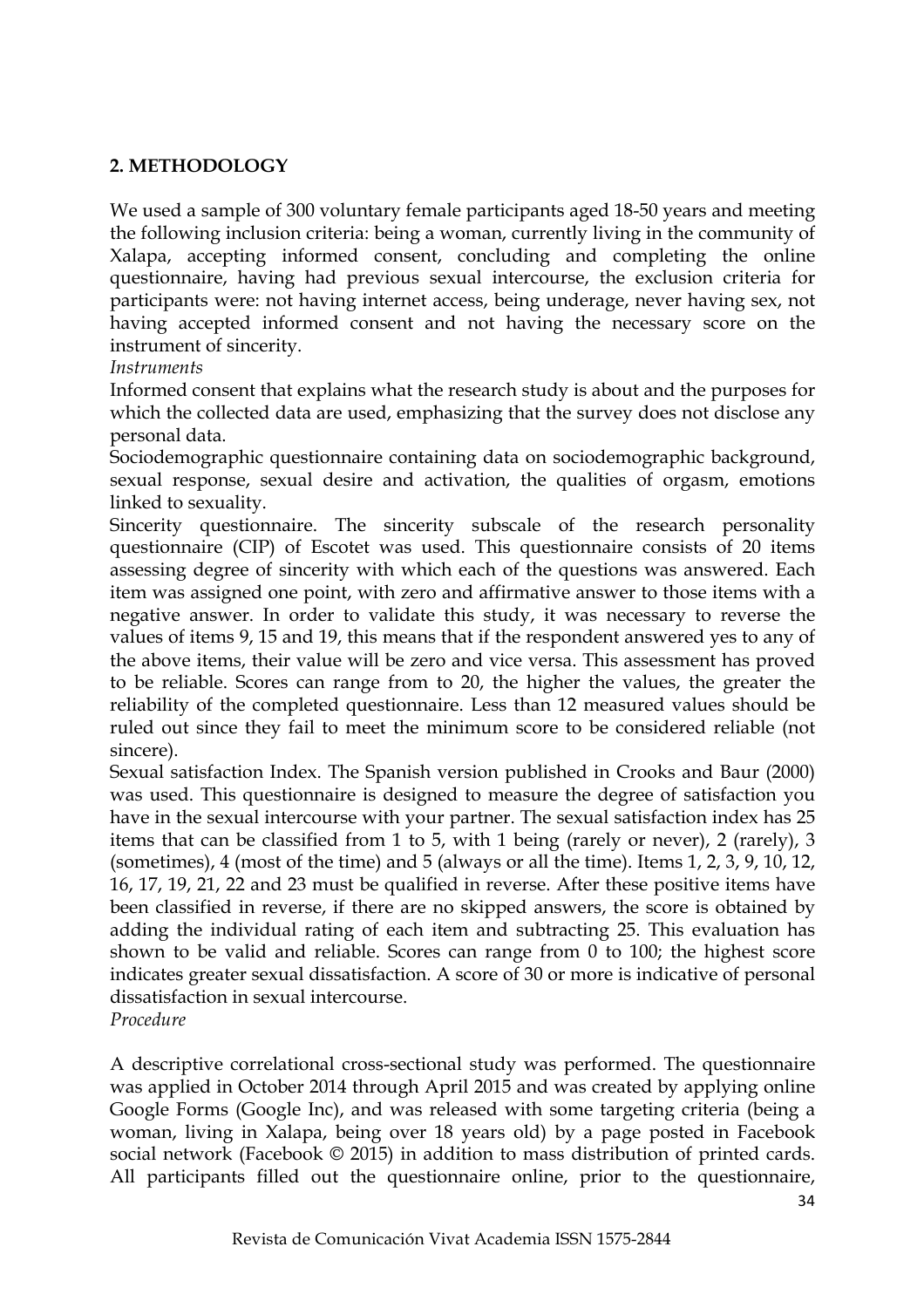## 2. METHODOLOGY

We used a sample of 300 voluntary female participants aged 18-50 years and meeting the following inclusion criteria: being a woman, currently living in the community of Xalapa, accepting informed consent, concluding and completing the online questionnaire, having had previous sexual intercourse, the exclusion criteria for participants were: not having internet access, being underage, never having sex, not having accepted informed consent and not having the necessary score on the instrument of sincerity.

*Instruments*

Informed consent that explains what the research study is about and the purposes for which the collected data are used, emphasizing that the survey does not disclose any personal data.

Sociodemographic questionnaire containing data on sociodemographic background, sexual response, sexual desire and activation, the qualities of orgasm, emotions linked to sexuality.

Sincerity questionnaire. The sincerity subscale of the research personality questionnaire (CIP) of Escotet was used. This questionnaire consists of 20 items assessing degree of sincerity with which each of the questions was answered. Each item was assigned one point, with zero and affirmative answer to those items with a negative answer. In order to validate this study, it was necessary to reverse the values of items 9, 15 and 19, this means that if the respondent answered yes to any of the above items, their value will be zero and vice versa. This assessment has proved to be reliable. Scores can range from to 20, the higher the values, the greater the reliability of the completed questionnaire. Less than 12 measured values should be ruled out since they fail to meet the minimum score to be considered reliable (not sincere).

Sexual satisfaction Index. The Spanish version published in Crooks and Baur (2000) was used. This questionnaire is designed to measure the degree of satisfaction you have in the sexual intercourse with your partner. The sexual satisfaction index has 25 items that can be classified from 1 to 5, with 1 being (rarely or never), 2 (rarely), 3 (sometimes), 4 (most of the time) and 5 (always or all the time). Items 1, 2, 3, 9, 10, 12, 16, 17, 19, 21, 22 and 23 must be qualified in reverse. After these positive items have been classified in reverse, if there are no skipped answers, the score is obtained by adding the individual rating of each item and subtracting 25. This evaluation has shown to be valid and reliable. Scores can range from 0 to 100; the highest score indicates greater sexual dissatisfaction. A score of 30 or more is indicative of personal dissatisfaction in sexual intercourse.

*Procedure*

A descriptive correlational cross-sectional study was performed. The questionnaire was applied in October 2014 through April 2015 and was created by applying online Google Forms (Google Inc), and was released with some targeting criteria (being a woman, living in Xalapa, being over 18 years old) by a page posted in Facebook social network (Facebook © 2015) in addition to mass distribution of printed cards. All participants filled out the questionnaire online, prior to the questionnaire,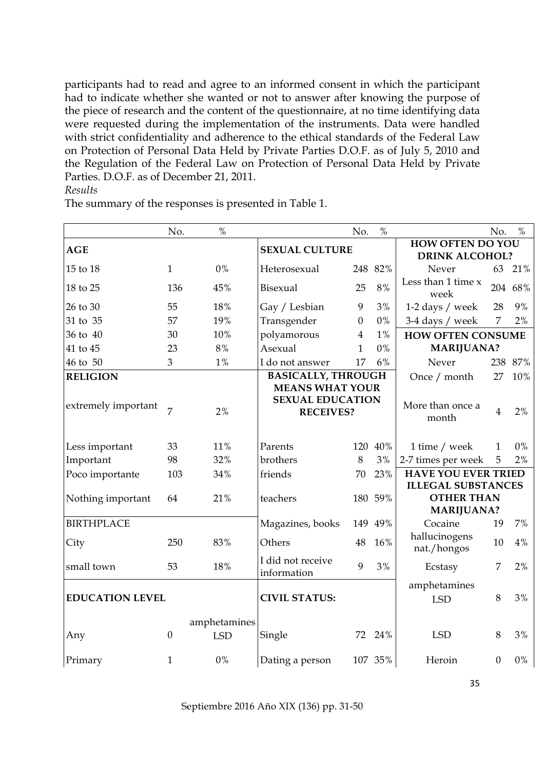participants had to read and agree to an informed consent in which the participant had to indicate whether she wanted or not to answer after knowing the purpose of the piece of research and the content of the questionnaire, at no time identifying data were requested during the implementation of the instruments. Data were handled with strict confidentiality and adherence to the ethical standards of the Federal Law on Protection of Personal Data Held by Private Parties D.O.F. as of July 5, 2010 and the Regulation of the Federal Law on Protection of Personal Data Held by Private Parties. D.O.F. as of December 21, 2011.

*Results*

The summary of the responses is presented in Table 1.

| | No. | % | | No. | % | | No. | % |
|---|---|---|---|---|---|---|---|---|
| **AGE** | | | **SEXUAL CULTURE** | | | **HOW OFTEN DO YOU DRINK ALCOHOL?** | | |
| 15 to 18 | 1 | 0% | Heterosexual | 248 | 82% | Never | 63 | 21% |
| 18 to 25 | 136 | 45% | Bisexual | 25 | 8% | Less than 1 time x week | 204 | 68% |
| 26 to 30 | 55 | 18% | Gay / Lesbian | 9 | 3% | 1-2 days / week | 28 | 9% |
| 31 to 35 | 57 | 19% | Transgender | 0 | 0% | 3-4 days / week | 7 | 2% |
| 36 to 40 | 30 | 10% | polyamorous | 4 | 1% | **HOW OFTEN CONSUME MARIJUANA?** | | |
| 41 to 45 | 23 | 8% | Asexual | 1 | 0% | | | |
| 46 to 50 | 3 | 1% | I do not answer | 17 | 6% | Never | 238 | 87% |
| **RELIGION** | | | **BASICALLY, THROUGH MEANS WHAT YOUR SEXUAL EDUCATION RECEIVES?** | | | Once / month | 27 | 10% |
| extremely important | 7 | 2% | | | | More than once a month | 4 | 2% |
| Less important | 33 | 11% | Parents | 120 | 40% | 1 time / week | 1 | 0% |
| Important | 98 | 32% | brothers | 8 | 3% | 2-7 times per week | 5 | 2% |
| Poco importante | 103 | 34% | friends | 70 | 23% | **HAVE YOU EVER TRIED ILLEGAL SUBSTANCES OTHER THAN MARIJUANA?** | | |
| Nothing important | 64 | 21% | teachers | 180 | 59% | | | |
| BIRTHPLACE | | | Magazines, books | 149 | 49% | Cocaine | 19 | 7% |
| City | 250 | 83% | Others | 48 | 16% | hallucinogens nat./hongos | 10 | 4% |
| small town | 53 | 18% | I did not receive information | 9 | 3% | Ecstasy | 7 | 2% |
| **EDUCATION LEVEL** | | | **CIVIL STATUS:** | | | amphetamines LSD | 8 | 3% |
| Any | 0 | amphetamines LSD | Single | 72 | 24% | LSD | 8 | 3% |
| Primary | 1 | 0% | Dating a person | 107 | 35% | Heroin | 0 | 0% |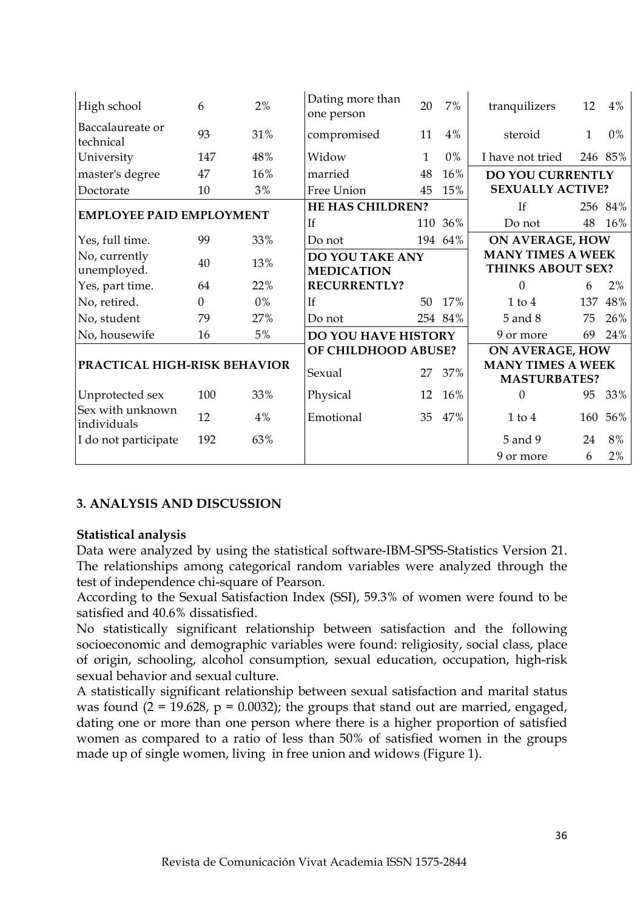| | | | | | | | | |
|---|---|---|---|---|---|---|---|---|
| High school | 6 | 2% | Dating more than one person | 20 | 7% | tranquilizers | 12 | 4% |
| Baccalaureate or technical | 93 | 31% | compromised | 11 | 4% | steroid | 1 | 0% |
| University | 147 | 48% | Widow | 1 | 0% | I have not tried | 246 | 85% |
| master's degree | 47 | 16% | married | 48 | 16% | **DO YOU CURRENTLY SEXUALLY ACTIVE?** | | |
| Doctorate | 10 | 3% | Free Union | 45 | 15% | | | |
| **EMPLOYEE PAID EMPLOYMENT** | | | **HE HAS CHILDREN?** | | | If | 256 | 84% |
| | | | If | 110 | 36% | Do not | 48 | 16% |
| Yes, full time. | 99 | 33% | Do not | 194 | 64% | **ON AVERAGE, HOW MANY TIMES A WEEK THINKS ABOUT SEX?** | | |
| No, currently unemployed. | 40 | 13% | **DO YOU TAKE ANY MEDICATION RECURRENTLY?** | | | | | |
| Yes, part time. | 64 | 22% | | | | 0 | 6 | 2% |
| No, retired. | 0 | 0% | If | 50 | 17% | 1 to 4 | 137 | 48% |
| No, student | 79 | 27% | Do not | 254 | 84% | 5 and 8 | 75 | 26% |
| No, housewife | 16 | 5% | **DO YOU HAVE HISTORY OF CHILDHOOD ABUSE?** | | | 9 or more | 69 | 24% |
| **PRACTICAL HIGH-RISK BEHAVIOR** | | | Sexual | 27 | 37% | **ON AVERAGE, HOW MANY TIMES A WEEK MASTURBATES?** | | |
| Unprotected sex | 100 | 33% | Physical | 12 | 16% | 0 | 95 | 33% |
| Sex with unknown individuals | 12 | 4% | Emotional | 35 | 47% | 1 to 4 | 160 | 56% |
| I do not participate | 192 | 63% | | | | 5 and 9 | 24 | 8% |
| | | | | | | 9 or more | 6 | 2% |

## 3. ANALYSIS AND DISCUSSION

**Statistical analysis**

Data were analyzed by using the statistical software-IBM-SPSS-Statistics Version 21. The relationships among categorical random variables were analyzed through the test of independence chi-square of Pearson.

According to the Sexual Satisfaction Index (SSI), 59.3% of women were found to be satisfied and 40.6% dissatisfied.

No statistically significant relationship between satisfaction and the following socioeconomic and demographic variables were found: religiosity, social class, place of origin, schooling, alcohol consumption, sexual education, occupation, high-risk sexual behavior and sexual culture.

A statistically significant relationship between sexual satisfaction and marital status was found ($2 = 19.628$, $p = 0.0032$); the groups that stand out are married, engaged, dating one or more than one person where there is a higher proportion of satisfied women as compared to a ratio of less than 50% of satisfied women in the groups made up of single women, living in free union and widows (Figure 1).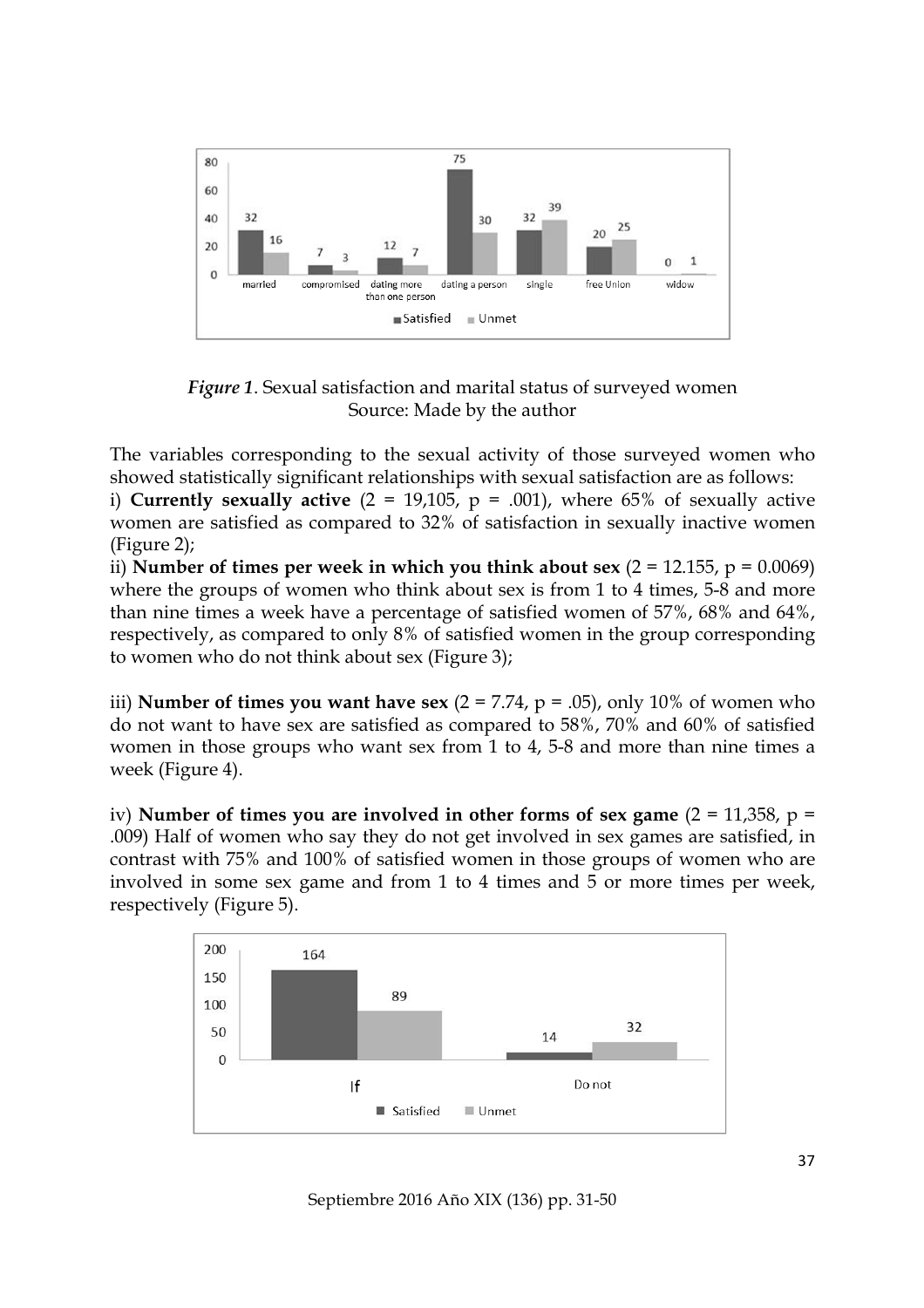*Figure 1*. Sexual satisfaction and marital status of surveyed women
Source: Made by the author

The variables corresponding to the sexual activity of those surveyed women who showed statistically significant relationships with sexual satisfaction are as follows:

i) **Currently sexually active** (2 = 19,105, p = .001), where 65% of sexually active women are satisfied as compared to 32% of satisfaction in sexually inactive women (Figure 2);

ii) **Number of times per week in which you think about sex** (2 = 12.155, p = 0.0069) where the groups of women who think about sex is from 1 to 4 times, 5-8 and more than nine times a week have a percentage of satisfied women of 57%, 68% and 64%, respectively, as compared to only 8% of satisfied women in the group corresponding to women who do not think about sex (Figure 3);

iii) **Number of times you want have sex** (2 = 7.74, p = .05), only 10% of women who do not want to have sex are satisfied as compared to 58%, 70% and 60% of satisfied women in those groups who want sex from 1 to 4, 5-8 and more than nine times a week (Figure 4).

iv) **Number of times you are involved in other forms of sex game** (2 = 11,358, p = .009) Half of women who say they do not get involved in sex games are satisfied, in contrast with 75% and 100% of satisfied women in those groups of women who are involved in some sex game and from 1 to 4 times and 5 or more times per week, respectively (Figure 5).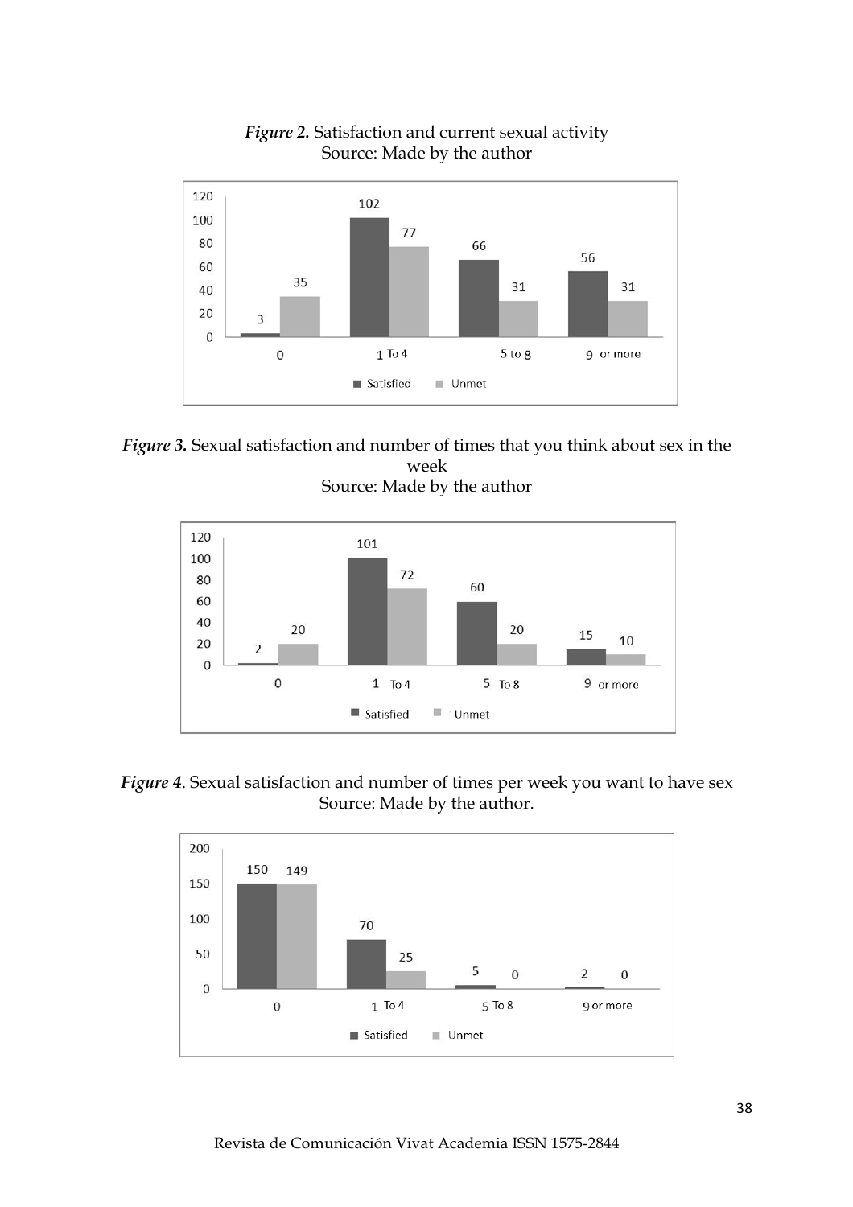*Figure 2.* Satisfaction and current sexual activity
Source: Made by the author

| | 0 | 1 To 4 | 5 to 8 | 9 or more |
|---|---|---|---|---|
| Satisfied | 3 | 102 | 66 | 56 |
| Unmet | 35 | 77 | 31 | 31 |

*Figure 3.* Sexual satisfaction and number of times that you think about sex in the week
Source: Made by the author

| | 0 | 1 To 4 | 5 To 8 | 9 or more |
|---|---|---|---|---|
| Satisfied | 2 | 101 | 60 | 15 |
| Unmet | 20 | 72 | 20 | 10 |

*Figure 4*. Sexual satisfaction and number of times per week you want to have sex
Source: Made by the author.

| | 0 | 1 To 4 | 5 To 8 | 9 or more |
|---|---|---|---|---|
| Satisfied | 150 | 70 | 5 | 2 |
| Unmet | 149 | 25 | 0 | 0 |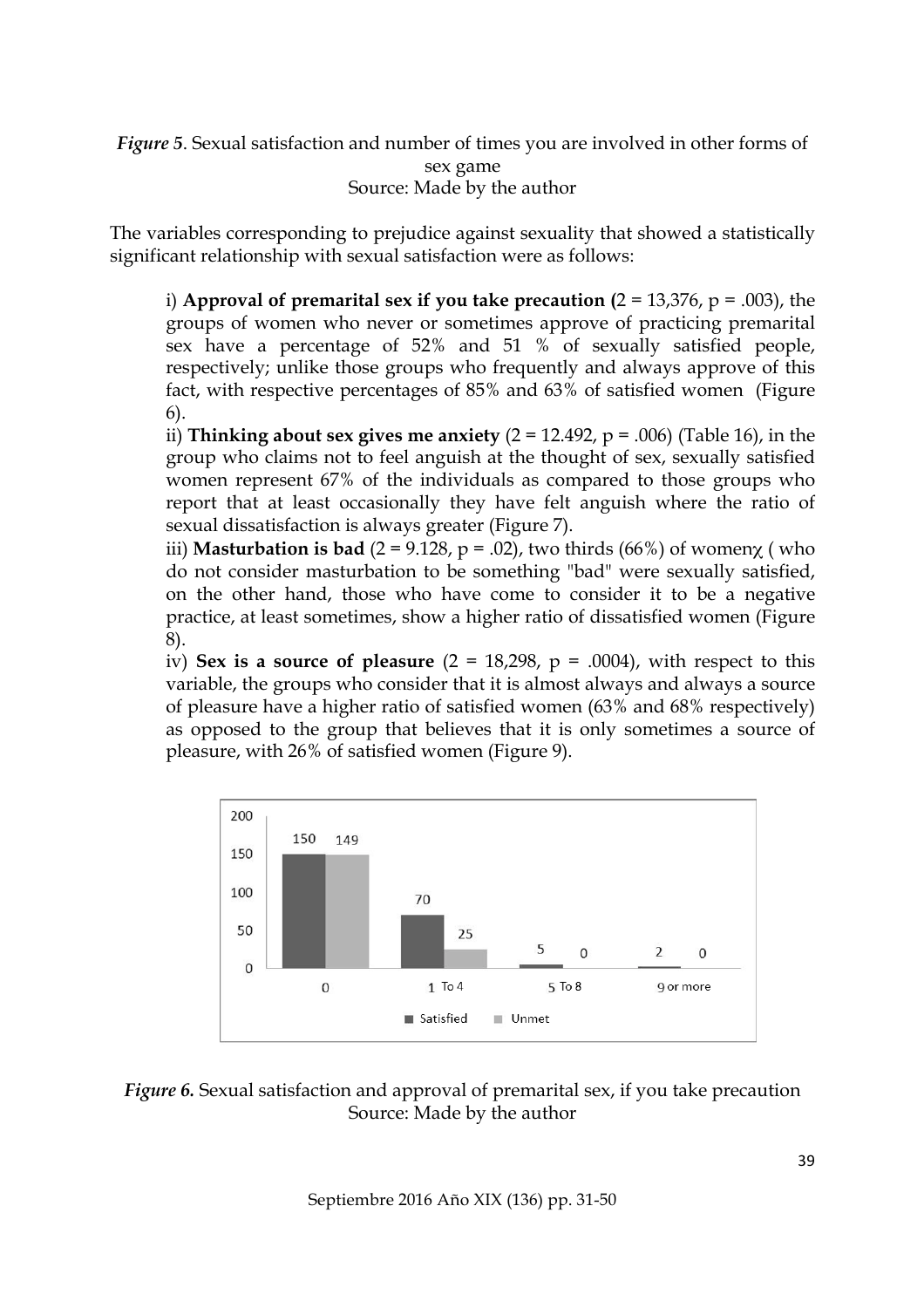*Figure 5*. Sexual satisfaction and number of times you are involved in other forms of sex game
Source: Made by the author

The variables corresponding to prejudice against sexuality that showed a statistically significant relationship with sexual satisfaction were as follows:

i) **Approval of premarital sex if you take precaution (**2 = 13,376, p = .003), the groups of women who never or sometimes approve of practicing premarital sex have a percentage of 52% and 51 % of sexually satisfied people, respectively; unlike those groups who frequently and always approve of this fact, with respective percentages of 85% and 63% of satisfied women (Figure 6).

ii) **Thinking about sex gives me anxiety** (2 = 12.492, p = .006) (Table 16), in the group who claims not to feel anguish at the thought of sex, sexually satisfied women represent 67% of the individuals as compared to those groups who report that at least occasionally they have felt anguish where the ratio of sexual dissatisfaction is always greater (Figure 7).

iii) **Masturbation is bad** (2 = 9.128, p = .02), two thirds (66%) of womenχ ( who do not consider masturbation to be something "bad" were sexually satisfied, on the other hand, those who have come to consider it to be a negative practice, at least sometimes, show a higher ratio of dissatisfied women (Figure 8).

iv) **Sex is a source of pleasure** (2 = 18,298, p = .0004), with respect to this variable, the groups who consider that it is almost always and always a source of pleasure have a higher ratio of satisfied women (63% and 68% respectively) as opposed to the group that believes that it is only sometimes a source of pleasure, with 26% of satisfied women (Figure 9).

| | 0 | 1 To 4 | 5 To 8 | 9 or more |
|---|---|---|---|---|
| Satisfied | 150 | 70 | 5 | 2 |
| Unmet | 149 | 25 | 0 | 0 |

*Figure 6.* Sexual satisfaction and approval of premarital sex, if you take precaution
Source: Made by the author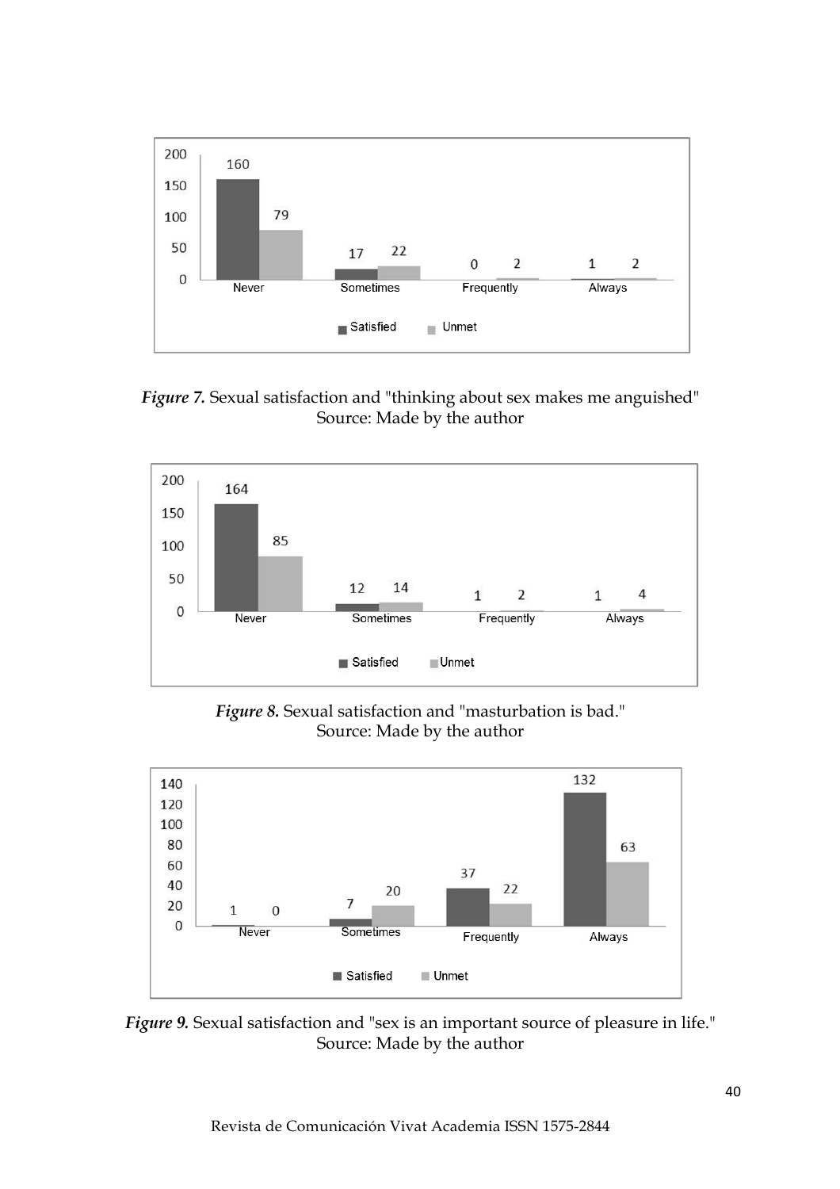*Figure 7.* Sexual satisfaction and "thinking about sex makes me anguished"
Source: Made by the author

*Figure 8.* Sexual satisfaction and "masturbation is bad."
Source: Made by the author

*Figure 9.* Sexual satisfaction and "sex is an important source of pleasure in life."
Source: Made by the author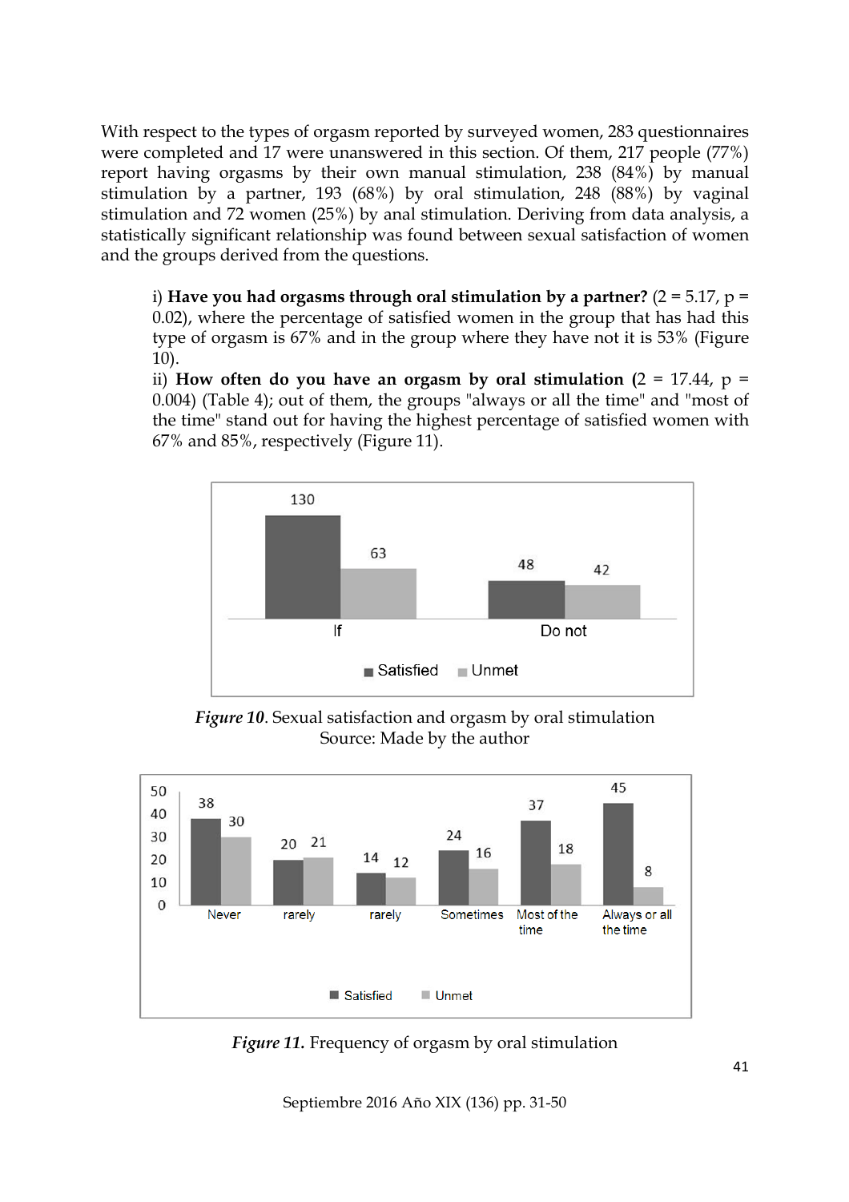With respect to the types of orgasm reported by surveyed women, 283 questionnaires were completed and 17 were unanswered in this section. Of them, 217 people (77%) report having orgasms by their own manual stimulation, 238 (84%) by manual stimulation by a partner, 193 (68%) by oral stimulation, 248 (88%) by vaginal stimulation and 72 women (25%) by anal stimulation. Deriving from data analysis, a statistically significant relationship was found between sexual satisfaction of women and the groups derived from the questions.

> i) **Have you had orgasms through oral stimulation by a partner?** (2 = 5.17, p = 0.02), where the percentage of satisfied women in the group that has had this type of orgasm is 67% and in the group where they have not it is 53% (Figure 10).
>
> ii) **How often do you have an orgasm by oral stimulation** (2 = 17.44, p = 0.004) (Table 4); out of them, the groups "always or all the time" and "most of the time" stand out for having the highest percentage of satisfied women with 67% and 85%, respectively (Figure 11).

| | Satisfied | Unmet |
|---|---|---|
| If | 130 | 63 |
| Do not | 48 | 42 |

***Figure 10***. Sexual satisfaction and orgasm by oral stimulation
Source: Made by the author

| | Satisfied | Unmet |
|---|---|---|
| Never | 38 | 30 |
| rarely | 20 | 21 |
| rarely | 14 | 12 |
| Sometimes | 24 | 16 |
| Most of the time | 37 | 18 |
| Always or all the time | 45 | 8 |

***Figure 11.*** Frequency of orgasm by oral stimulation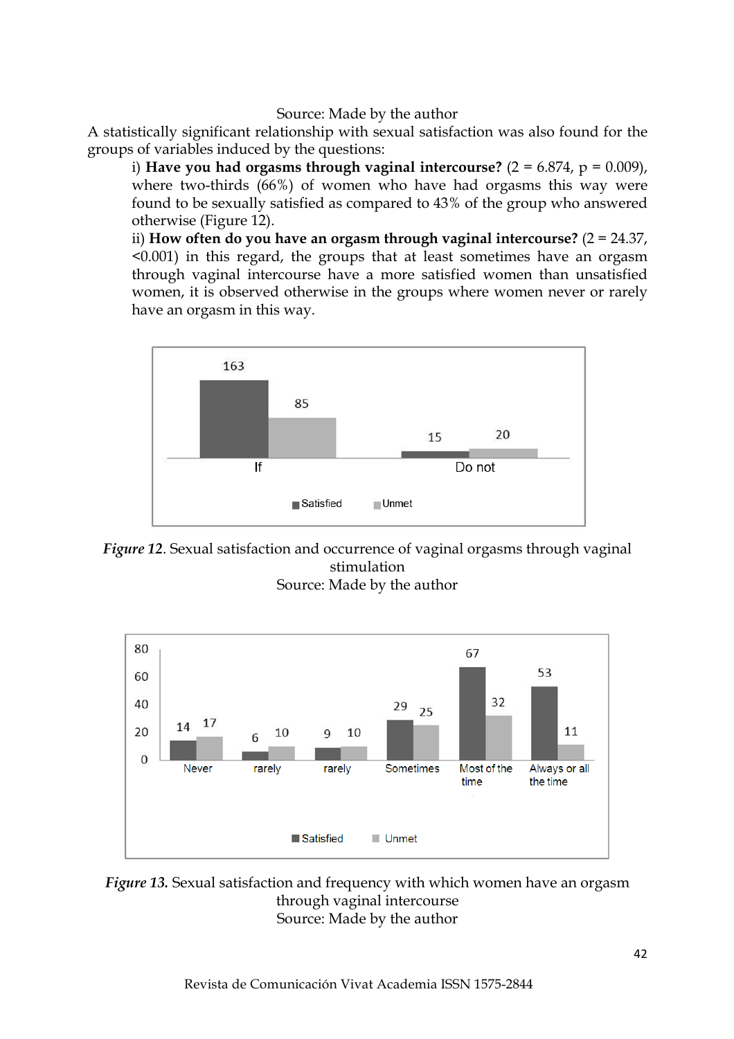Source: Made by the author

A statistically significant relationship with sexual satisfaction was also found for the groups of variables induced by the questions:

i) **Have you had orgasms through vaginal intercourse?** (2 = 6.874, p = 0.009), where two-thirds (66%) of women who have had orgasms this way were found to be sexually satisfied as compared to 43% of the group who answered otherwise (Figure 12).

ii) **How often do you have an orgasm through vaginal intercourse?** (2 = 24.37, <0.001) in this regard, the groups that at least sometimes have an orgasm through vaginal intercourse have a more satisfied women than unsatisfied women, it is observed otherwise in the groups where women never or rarely have an orgasm in this way.

| | Satisfied | Unmet |
|---|---|---|
| If | 163 | 85 |
| Do not | 15 | 20 |

***Figure 12***. Sexual satisfaction and occurrence of vaginal orgasms through vaginal stimulation

Source: Made by the author

| | Satisfied | Unmet |
|---|---|---|
| Never | 14 | 17 |
| rarely | 6 | 10 |
| rarely | 9 | 10 |
| Sometimes | 29 | 25 |
| Most of the time | 67 | 32 |
| Always or all the time | 53 | 11 |

***Figure 13.*** Sexual satisfaction and frequency with which women have an orgasm through vaginal intercourse

Source: Made by the author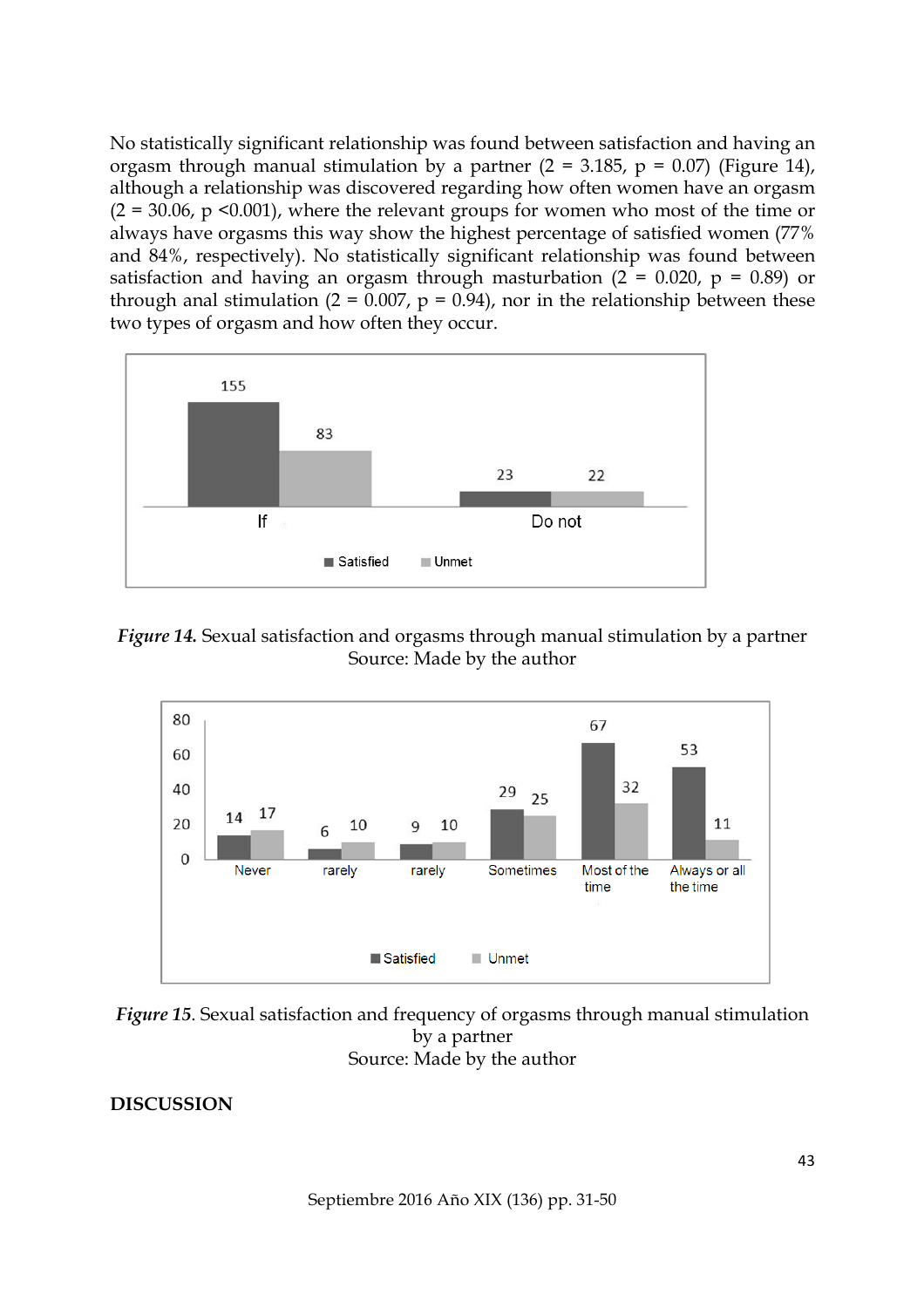No statistically significant relationship was found between satisfaction and having an orgasm through manual stimulation by a partner (2 = 3.185, p = 0.07) (Figure 14), although a relationship was discovered regarding how often women have an orgasm (2 = 30.06, p <0.001), where the relevant groups for women who most of the time or always have orgasms this way show the highest percentage of satisfied women (77% and 84%, respectively). No statistically significant relationship was found between satisfaction and having an orgasm through masturbation (2 = 0.020, p = 0.89) or through anal stimulation (2 = 0.007, p = 0.94), nor in the relationship between these two types of orgasm and how often they occur.

*Figure 14.* Sexual satisfaction and orgasms through manual stimulation by a partner
Source: Made by the author

*Figure 15*. Sexual satisfaction and frequency of orgasms through manual stimulation by a partner
Source: Made by the author

**DISCUSSION**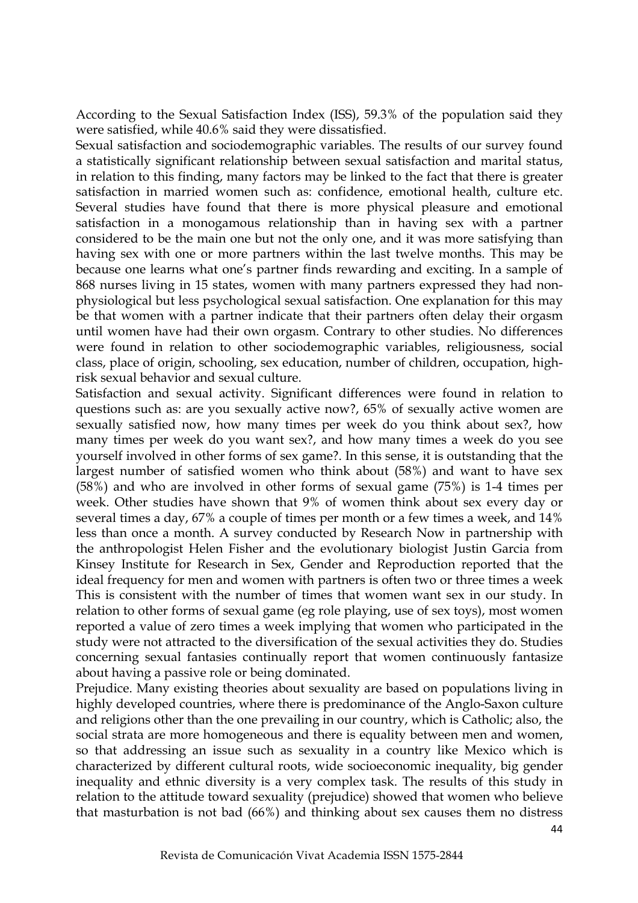According to the Sexual Satisfaction Index (ISS), 59.3% of the population said they were satisfied, while 40.6% said they were dissatisfied.

Sexual satisfaction and sociodemographic variables. The results of our survey found a statistically significant relationship between sexual satisfaction and marital status, in relation to this finding, many factors may be linked to the fact that there is greater satisfaction in married women such as: confidence, emotional health, culture etc. Several studies have found that there is more physical pleasure and emotional satisfaction in a monogamous relationship than in having sex with a partner considered to be the main one but not the only one, and it was more satisfying than having sex with one or more partners within the last twelve months. This may be because one learns what one's partner finds rewarding and exciting. In a sample of 868 nurses living in 15 states, women with many partners expressed they had non-physiological but less psychological sexual satisfaction. One explanation for this may be that women with a partner indicate that their partners often delay their orgasm until women have had their own orgasm. Contrary to other studies. No differences were found in relation to other sociodemographic variables, religiousness, social class, place of origin, schooling, sex education, number of children, occupation, high-risk sexual behavior and sexual culture.

Satisfaction and sexual activity. Significant differences were found in relation to questions such as: are you sexually active now?, 65% of sexually active women are sexually satisfied now, how many times per week do you think about sex?, how many times per week do you want sex?, and how many times a week do you see yourself involved in other forms of sex game?. In this sense, it is outstanding that the largest number of satisfied women who think about (58%) and want to have sex (58%) and who are involved in other forms of sexual game (75%) is 1-4 times per week. Other studies have shown that 9% of women think about sex every day or several times a day, 67% a couple of times per month or a few times a week, and 14% less than once a month. A survey conducted by Research Now in partnership with the anthropologist Helen Fisher and the evolutionary biologist Justin Garcia from Kinsey Institute for Research in Sex, Gender and Reproduction reported that the ideal frequency for men and women with partners is often two or three times a week This is consistent with the number of times that women want sex in our study. In relation to other forms of sexual game (eg role playing, use of sex toys), most women reported a value of zero times a week implying that women who participated in the study were not attracted to the diversification of the sexual activities they do. Studies concerning sexual fantasies continually report that women continuously fantasize about having a passive role or being dominated.

Prejudice. Many existing theories about sexuality are based on populations living in highly developed countries, where there is predominance of the Anglo-Saxon culture and religions other than the one prevailing in our country, which is Catholic; also, the social strata are more homogeneous and there is equality between men and women, so that addressing an issue such as sexuality in a country like Mexico which is characterized by different cultural roots, wide socioeconomic inequality, big gender inequality and ethnic diversity is a very complex task. The results of this study in relation to the attitude toward sexuality (prejudice) showed that women who believe that masturbation is not bad (66%) and thinking about sex causes them no distress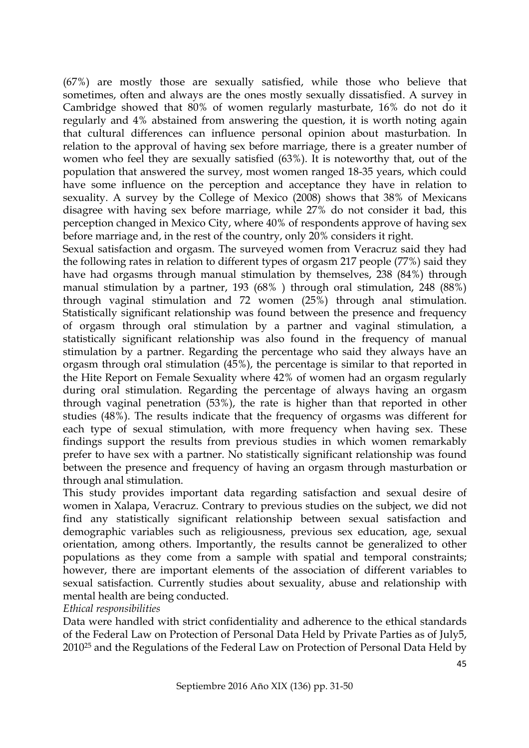(67%) are mostly those are sexually satisfied, while those who believe that sometimes, often and always are the ones mostly sexually dissatisfied. A survey in Cambridge showed that 80% of women regularly masturbate, 16% do not do it regularly and 4% abstained from answering the question, it is worth noting again that cultural differences can influence personal opinion about masturbation. In relation to the approval of having sex before marriage, there is a greater number of women who feel they are sexually satisfied (63%). It is noteworthy that, out of the population that answered the survey, most women ranged 18-35 years, which could have some influence on the perception and acceptance they have in relation to sexuality. A survey by the College of Mexico (2008) shows that 38% of Mexicans disagree with having sex before marriage, while 27% do not consider it bad, this perception changed in Mexico City, where 40% of respondents approve of having sex before marriage and, in the rest of the country, only 20% considers it right.

Sexual satisfaction and orgasm. The surveyed women from Veracruz said they had the following rates in relation to different types of orgasm 217 people (77%) said they have had orgasms through manual stimulation by themselves, 238 (84%) through manual stimulation by a partner, 193 (68% ) through oral stimulation, 248 (88%) through vaginal stimulation and 72 women (25%) through anal stimulation. Statistically significant relationship was found between the presence and frequency of orgasm through oral stimulation by a partner and vaginal stimulation, a statistically significant relationship was also found in the frequency of manual stimulation by a partner. Regarding the percentage who said they always have an orgasm through oral stimulation (45%), the percentage is similar to that reported in the Hite Report on Female Sexuality where 42% of women had an orgasm regularly during oral stimulation. Regarding the percentage of always having an orgasm through vaginal penetration (53%), the rate is higher than that reported in other studies (48%). The results indicate that the frequency of orgasms was different for each type of sexual stimulation, with more frequency when having sex. These findings support the results from previous studies in which women remarkably prefer to have sex with a partner. No statistically significant relationship was found between the presence and frequency of having an orgasm through masturbation or through anal stimulation.

This study provides important data regarding satisfaction and sexual desire of women in Xalapa, Veracruz. Contrary to previous studies on the subject, we did not find any statistically significant relationship between sexual satisfaction and demographic variables such as religiousness, previous sex education, age, sexual orientation, among others. Importantly, the results cannot be generalized to other populations as they come from a sample with spatial and temporal constraints; however, there are important elements of the association of different variables to sexual satisfaction. Currently studies about sexuality, abuse and relationship with mental health are being conducted.

*Ethical responsibilities*

Data were handled with strict confidentiality and adherence to the ethical standards of the Federal Law on Protection of Personal Data Held by Private Parties as of July5, 2010[25] and the Regulations of the Federal Law on Protection of Personal Data Held by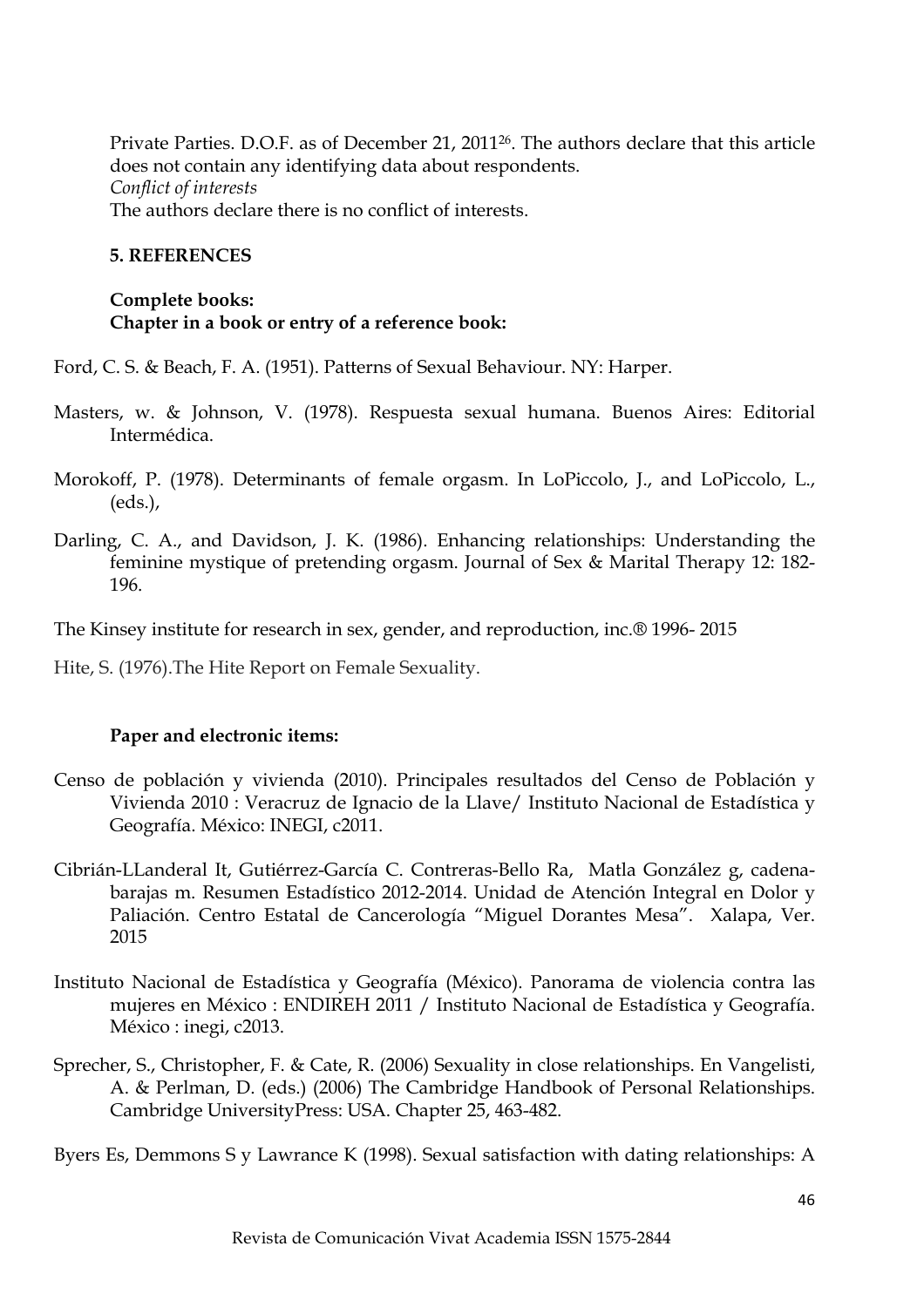Private Parties. D.O.F. as of December 21, 2011[26]. The authors declare that this article does not contain any identifying data about respondents.

*Conflict of interests*

The authors declare there is no conflict of interests.

## 5. REFERENCES

**Complete books:**

**Chapter in a book or entry of a reference book:**

Ford, C. S. & Beach, F. A. (1951). Patterns of Sexual Behaviour. NY: Harper.

Masters, w. & Johnson, V. (1978). Respuesta sexual humana. Buenos Aires: Editorial Intermédica.

Morokoff, P. (1978). Determinants of female orgasm. In LoPiccolo, J., and LoPiccolo, L., (eds.),

Darling, C. A., and Davidson, J. K. (1986). Enhancing relationships: Understanding the feminine mystique of pretending orgasm. Journal of Sex & Marital Therapy 12: 182-196.

The Kinsey institute for research in sex, gender, and reproduction, inc.® 1996- 2015

Hite, S. (1976).The Hite Report on Female Sexuality.

**Paper and electronic items:**

Censo de población y vivienda (2010). Principales resultados del Censo de Población y Vivienda 2010 : Veracruz de Ignacio de la Llave/ Instituto Nacional de Estadística y Geografía. México: INEGI, c2011.

Cibrián-LLanderal It, Gutiérrez-García C. Contreras-Bello Ra, Matla González g, cadena-barajas m. Resumen Estadístico 2012-2014. Unidad de Atención Integral en Dolor y Paliación. Centro Estatal de Cancerología "Miguel Dorantes Mesa". Xalapa, Ver. 2015

Instituto Nacional de Estadística y Geografía (México). Panorama de violencia contra las mujeres en México : ENDIREH 2011 / Instituto Nacional de Estadística y Geografía. México : inegi, c2013.

Sprecher, S., Christopher, F. & Cate, R. (2006) Sexuality in close relationships. En Vangelisti, A. & Perlman, D. (eds.) (2006) The Cambridge Handbook of Personal Relationships. Cambridge UniversityPress: USA. Chapter 25, 463-482.

Byers Es, Demmons S y Lawrance K (1998). Sexual satisfaction with dating relationships: A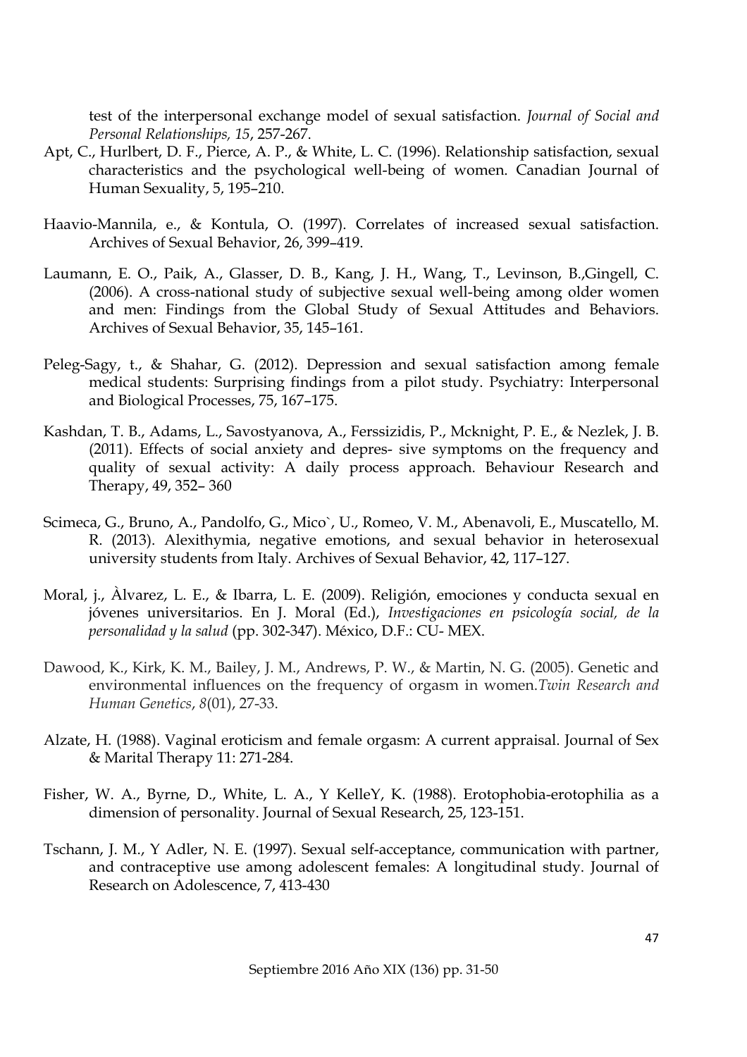test of the interpersonal exchange model of sexual satisfaction. *Journal of Social and Personal Relationships, 15*, 257-267.

Apt, C., Hurlbert, D. F., Pierce, A. P., & White, L. C. (1996). Relationship satisfaction, sexual characteristics and the psychological well-being of women. Canadian Journal of Human Sexuality, 5, 195–210.

Haavio-Mannila, e., & Kontula, O. (1997). Correlates of increased sexual satisfaction. Archives of Sexual Behavior, 26, 399–419.

Laumann, E. O., Paik, A., Glasser, D. B., Kang, J. H., Wang, T., Levinson, B.,Gingell, C. (2006). A cross-national study of subjective sexual well-being among older women and men: Findings from the Global Study of Sexual Attitudes and Behaviors. Archives of Sexual Behavior, 35, 145–161.

Peleg-Sagy, t., & Shahar, G. (2012). Depression and sexual satisfaction among female medical students: Surprising findings from a pilot study. Psychiatry: Interpersonal and Biological Processes, 75, 167–175.

Kashdan, T. B., Adams, L., Savostyanova, A., Ferssizidis, P., Mcknight, P. E., & Nezlek, J. B. (2011). Effects of social anxiety and depres- sive symptoms on the frequency and quality of sexual activity: A daily process approach. Behaviour Research and Therapy, 49, 352– 360

Scimeca, G., Bruno, A., Pandolfo, G., Mico`, U., Romeo, V. M., Abenavoli, E., Muscatello, M. R. (2013). Alexithymia, negative emotions, and sexual behavior in heterosexual university students from Italy. Archives of Sexual Behavior, 42, 117–127.

Moral, j., Àlvarez, L. E., & Ibarra, L. E. (2009). Religión, emociones y conducta sexual en jóvenes universitarios. En J. Moral (Ed.), *Investigaciones en psicología social, de la personalidad y la salud* (pp. 302-347). México, D.F.: CU- MEX.

Dawood, K., Kirk, K. M., Bailey, J. M., Andrews, P. W., & Martin, N. G. (2005). Genetic and environmental influences on the frequency of orgasm in women.*Twin Research and Human Genetics*, *8*(01), 27-33.

Alzate, H. (1988). Vaginal eroticism and female orgasm: A current appraisal. Journal of Sex & Marital Therapy 11: 271-284.

Fisher, W. A., Byrne, D., White, L. A., Y KelleY, K. (1988). Erotophobia-erotophilia as a dimension of personality. Journal of Sexual Research, 25, 123-151.

Tschann, J. M., Y Adler, N. E. (1997). Sexual self-acceptance, communication with partner, and contraceptive use among adolescent females: A longitudinal study. Journal of Research on Adolescence, 7, 413-430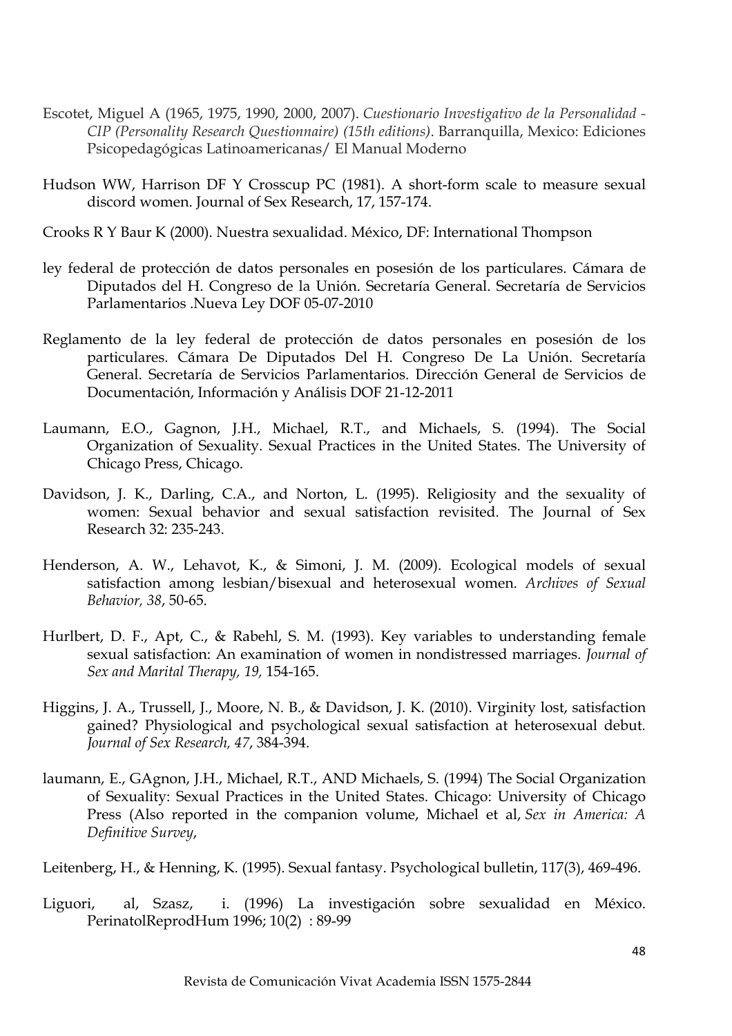Escotet, Miguel A (1965, 1975, 1990, 2000, 2007). *Cuestionario Investigativo de la Personalidad - CIP (Personality Research Questionnaire) (15th editions)*. Barranquilla, Mexico: Ediciones Psicopedagógicas Latinoamericanas/ El Manual Moderno

Hudson WW, Harrison DF Y Crosscup PC (1981). A short-form scale to measure sexual discord women. Journal of Sex Research, 17, 157-174.

Crooks R Y Baur K (2000). Nuestra sexualidad. México, DF: International Thompson

ley federal de protección de datos personales en posesión de los particulares. Cámara de Diputados del H. Congreso de la Unión. Secretaría General. Secretaría de Servicios Parlamentarios .Nueva Ley DOF 05-07-2010

Reglamento de la ley federal de protección de datos personales en posesión de los particulares. Cámara De Diputados Del H. Congreso De La Unión. Secretaría General. Secretaría de Servicios Parlamentarios. Dirección General de Servicios de Documentación, Información y Análisis DOF 21-12-2011

Laumann, E.O., Gagnon, J.H., Michael, R.T., and Michaels, S. (1994). The Social Organization of Sexuality. Sexual Practices in the United States. The University of Chicago Press, Chicago.

Davidson, J. K., Darling, C.A., and Norton, L. (1995). Religiosity and the sexuality of women: Sexual behavior and sexual satisfaction revisited. The Journal of Sex Research 32: 235-243.

Henderson, A. W., Lehavot, K., & Simoni, J. M. (2009). Ecological models of sexual satisfaction among lesbian/bisexual and heterosexual women. *Archives of Sexual Behavior, 38*, 50-65.

Hurlbert, D. F., Apt, C., & Rabehl, S. M. (1993). Key variables to understanding female sexual satisfaction: An examination of women in nondistressed marriages. *Journal of Sex and Marital Therapy, 19,* 154-165.

Higgins, J. A., Trussell, J., Moore, N. B., & Davidson, J. K. (2010). Virginity lost, satisfaction gained? Physiological and psychological sexual satisfaction at heterosexual debut. *Journal of Sex Research, 47*, 384-394.

laumann, E., GAgnon, J.H., Michael, R.T., AND Michaels, S. (1994) The Social Organization of Sexuality: Sexual Practices in the United States. Chicago: University of Chicago Press (Also reported in the companion volume, Michael et al, *Sex in America: A Definitive Survey*,

Leitenberg, H., & Henning, K. (1995). Sexual fantasy. Psychological bulletin, 117(3), 469-496.

Liguori, al, Szasz, i. (1996) La investigación sobre sexualidad en México. PerinatolReprodHum 1996; 10(2) : 89-99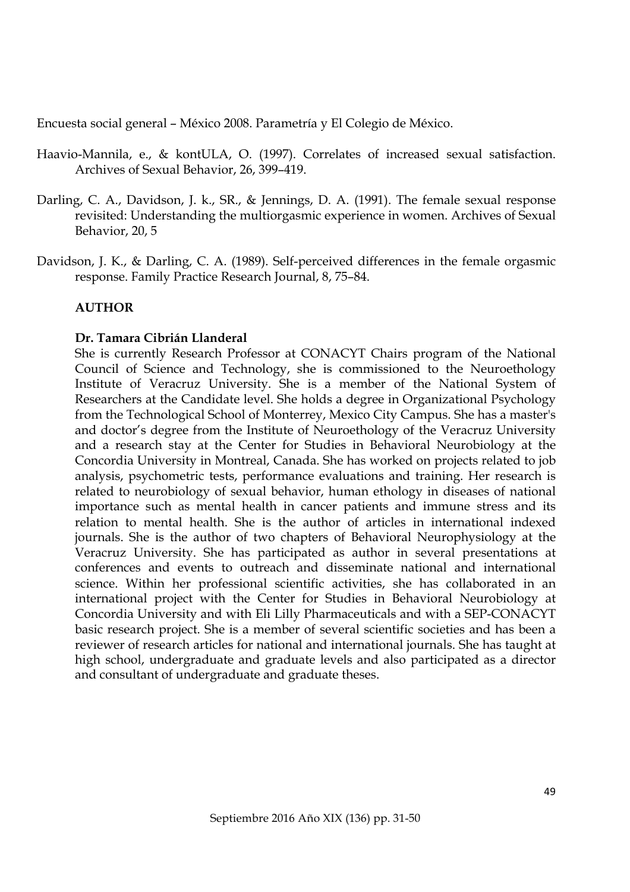Encuesta social general – México 2008. Parametría y El Colegio de México.

Haavio-Mannila, e., & kontULA, O. (1997). Correlates of increased sexual satisfaction. Archives of Sexual Behavior, 26, 399–419.

Darling, C. A., Davidson, J. k., SR., & Jennings, D. A. (1991). The female sexual response revisited: Understanding the multiorgasmic experience in women. Archives of Sexual Behavior, 20, 5

Davidson, J. K., & Darling, C. A. (1989). Self-perceived differences in the female orgasmic response. Family Practice Research Journal, 8, 75–84.

**AUTHOR**

**Dr. Tamara Cibrián Llanderal**

She is currently Research Professor at CONACYT Chairs program of the National Council of Science and Technology, she is commissioned to the Neuroethology Institute of Veracruz University. She is a member of the National System of Researchers at the Candidate level. She holds a degree in Organizational Psychology from the Technological School of Monterrey, Mexico City Campus. She has a master's and doctor's degree from the Institute of Neuroethology of the Veracruz University and a research stay at the Center for Studies in Behavioral Neurobiology at the Concordia University in Montreal, Canada. She has worked on projects related to job analysis, psychometric tests, performance evaluations and training. Her research is related to neurobiology of sexual behavior, human ethology in diseases of national importance such as mental health in cancer patients and immune stress and its relation to mental health. She is the author of articles in international indexed journals. She is the author of two chapters of Behavioral Neurophysiology at the Veracruz University. She has participated as author in several presentations at conferences and events to outreach and disseminate national and international science. Within her professional scientific activities, she has collaborated in an international project with the Center for Studies in Behavioral Neurobiology at Concordia University and with Eli Lilly Pharmaceuticals and with a SEP-CONACYT basic research project. She is a member of several scientific societies and has been a reviewer of research articles for national and international journals. She has taught at high school, undergraduate and graduate levels and also participated as a director and consultant of undergraduate and graduate theses.